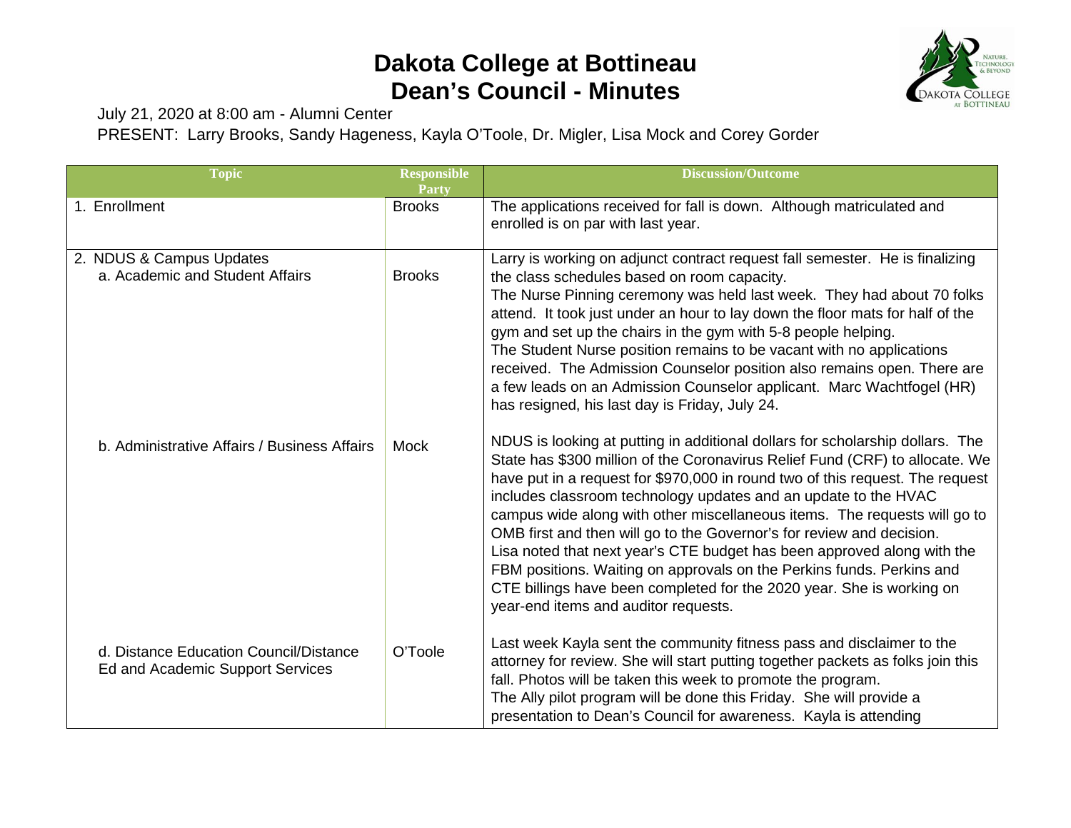# Dakota College at Bottineau
# Dean's Council - Minutes

July 21, 2020 at 8:00 am - Alumni Center

PRESENT: Larry Brooks, Sandy Hageness, Kayla O'Toole, Dr. Migler, Lisa Mock and Corey Gorder

| Topic | Responsible Party | Discussion/Outcome |
|---|---|---|
| 1. Enrollment | Brooks | The applications received for fall is down. Although matriculated and enrolled is on par with last year. |
| 2. NDUS & Campus Updates<br>a. Academic and Student Affairs | Brooks | Larry is working on adjunct contract request fall semester. He is finalizing the class schedules based on room capacity.<br>The Nurse Pinning ceremony was held last week. They had about 70 folks attend. It took just under an hour to lay down the floor mats for half of the gym and set up the chairs in the gym with 5-8 people helping.<br>The Student Nurse position remains to be vacant with no applications received. The Admission Counselor position also remains open. There are a few leads on an Admission Counselor applicant. Marc Wachtfogel (HR) has resigned, his last day is Friday, July 24. |
| b. Administrative Affairs / Business Affairs | Mock | NDUS is looking at putting in additional dollars for scholarship dollars. The State has $300 million of the Coronavirus Relief Fund (CRF) to allocate. We have put in a request for $970,000 in round two of this request. The request includes classroom technology updates and an update to the HVAC campus wide along with other miscellaneous items. The requests will go to OMB first and then will go to the Governor's for review and decision.<br>Lisa noted that next year's CTE budget has been approved along with the FBM positions. Waiting on approvals on the Perkins funds. Perkins and CTE billings have been completed for the 2020 year. She is working on year-end items and auditor requests. |
| d. Distance Education Council/Distance Ed and Academic Support Services | O'Toole | Last week Kayla sent the community fitness pass and disclaimer to the attorney for review. She will start putting together packets as folks join this fall. Photos will be taken this week to promote the program.<br>The Ally pilot program will be done this Friday. She will provide a presentation to Dean's Council for awareness. Kayla is attending |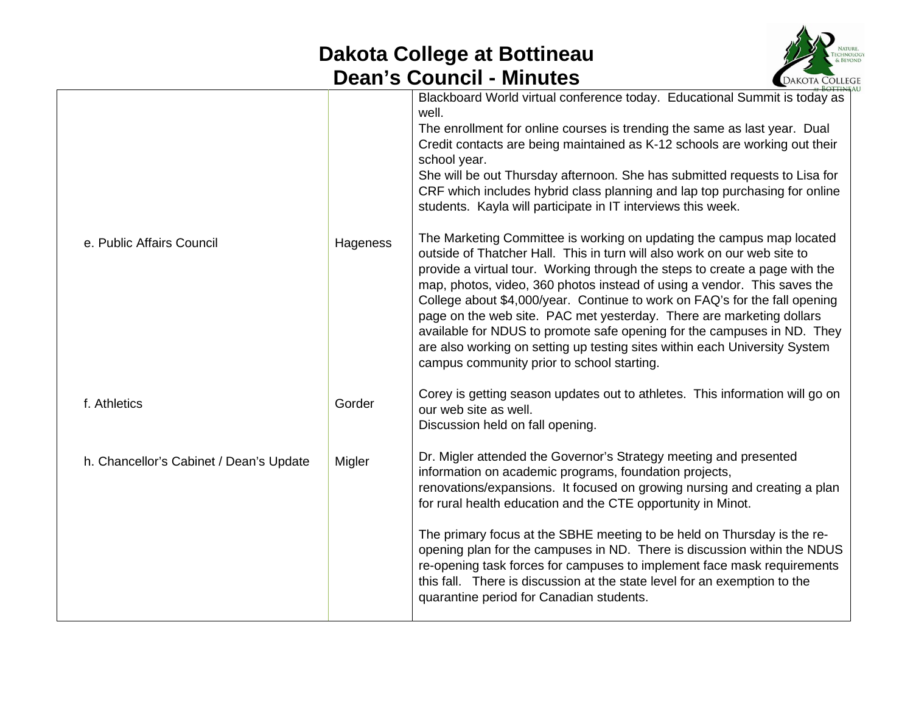# Dakota College at Bottineau
# Dean's Council - Minutes

| | | |
|---|---|---|
| | | Blackboard World virtual conference today. Educational Summit is today as well.<br>The enrollment for online courses is trending the same as last year. Dual Credit contacts are being maintained as K-12 schools are working out their school year.<br>She will be out Thursday afternoon. She has submitted requests to Lisa for CRF which includes hybrid class planning and lap top purchasing for online students. Kayla will participate in IT interviews this week. |
| e. Public Affairs Council | Hageness | The Marketing Committee is working on updating the campus map located outside of Thatcher Hall. This in turn will also work on our web site to provide a virtual tour. Working through the steps to create a page with the map, photos, video, 360 photos instead of using a vendor. This saves the College about $4,000/year. Continue to work on FAQ's for the fall opening page on the web site. PAC met yesterday. There are marketing dollars available for NDUS to promote safe opening for the campuses in ND. They are also working on setting up testing sites within each University System campus community prior to school starting. |
| f. Athletics | Gorder | Corey is getting season updates out to athletes. This information will go on our web site as well.<br>Discussion held on fall opening. |
| h. Chancellor's Cabinet / Dean's Update | Migler | Dr. Migler attended the Governor's Strategy meeting and presented information on academic programs, foundation projects, renovations/expansions. It focused on growing nursing and creating a plan for rural health education and the CTE opportunity in Minot.<br><br>The primary focus at the SBHE meeting to be held on Thursday is the re-opening plan for the campuses in ND. There is discussion within the NDUS re-opening task forces for campuses to implement face mask requirements this fall. There is discussion at the state level for an exemption to the quarantine period for Canadian students. |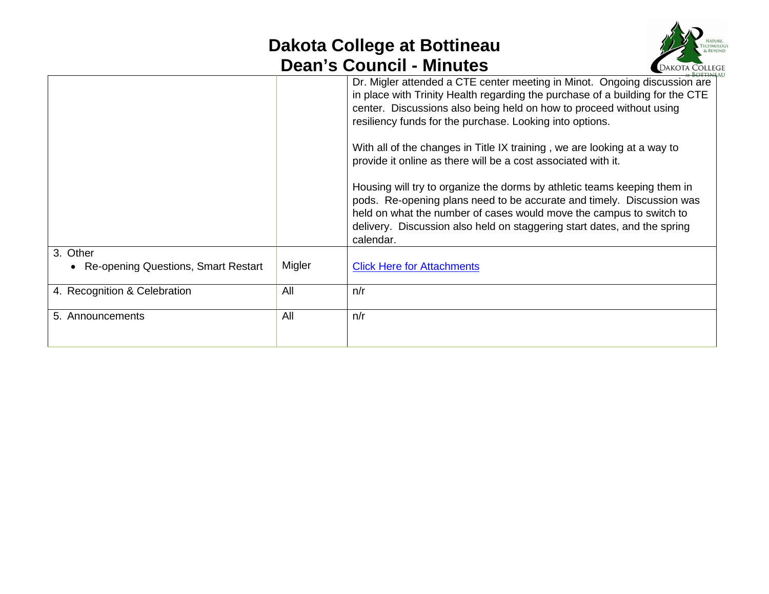# Dakota College at Bottineau
# Dean's Council - Minutes

| | | |
|---|---|---|
| | | Dr. Migler attended a CTE center meeting in Minot. Ongoing discussion are in place with Trinity Health regarding the purchase of a building for the CTE center. Discussions also being held on how to proceed without using resiliency funds for the purchase. Looking into options.<br><br>With all of the changes in Title IX training , we are looking at a way to provide it online as there will be a cost associated with it.<br><br>Housing will try to organize the dorms by athletic teams keeping them in pods. Re-opening plans need to be accurate and timely. Discussion was held on what the number of cases would move the campus to switch to delivery. Discussion also held on staggering start dates, and the spring calendar. |
| 3. Other<br>• Re-opening Questions, Smart Restart | Migler | Click Here for Attachments |
| 4. Recognition & Celebration | All | n/r |
| 5. Announcements | All | n/r |